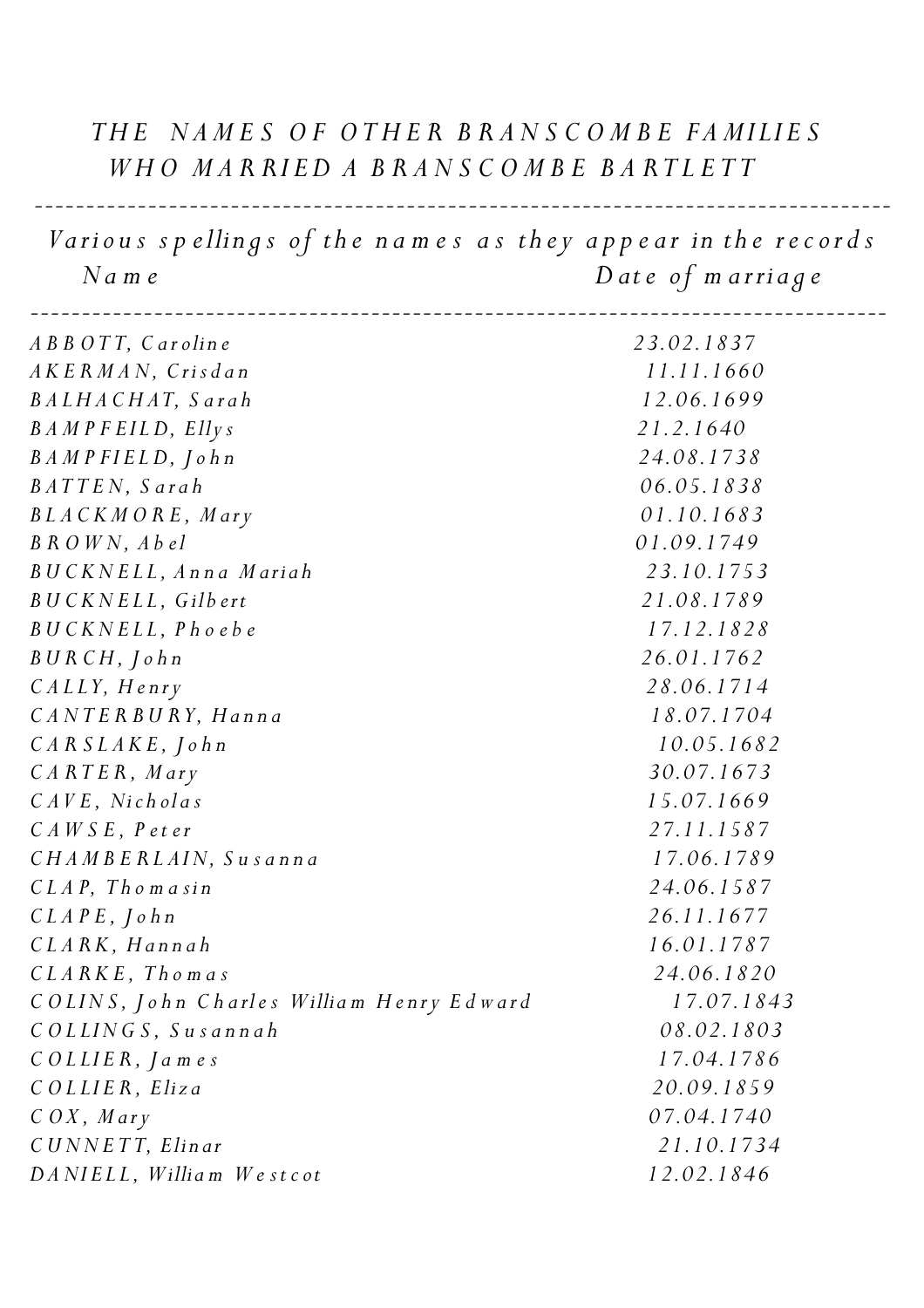# THE NAMES OF OTHER BRANSCOMBE FAMILIES WHO MARRIED A BRANSCOMBE BARTLETT

*Various spellings of the names as they appear in the records*

| Name | Date of marriage |
|---|---|
| ABBOTT, Caroline | 23.02.1837 |
| AKERMAN, Crisdan | 11.11.1660 |
| BALHACHAT, Sarah | 12.06.1699 |
| BAMPFEILD, Ellys | 21.2.1640 |
| BAMPFIELD, John | 24.08.1738 |
| BATTEN, Sarah | 06.05.1838 |
| BLACKMORE, Mary | 01.10.1683 |
| BROWN, Abel | 01.09.1749 |
| BUCKNELL, Anna Mariah | 23.10.1753 |
| BUCKNELL, Gilbert | 21.08.1789 |
| BUCKNELL, Phoebe | 17.12.1828 |
| BURCH, John | 26.01.1762 |
| CALLY, Henry | 28.06.1714 |
| CANTERBURY, Hanna | 18.07.1704 |
| CARSLAKE, John | 10.05.1682 |
| CARTER, Mary | 30.07.1673 |
| CAVE, Nicholas | 15.07.1669 |
| CAWSE, Peter | 27.11.1587 |
| CHAMBERLAIN, Susanna | 17.06.1789 |
| CLAP, Thomasin | 24.06.1587 |
| CLAPE, John | 26.11.1677 |
| CLARK, Hannah | 16.01.1787 |
| CLARKE, Thomas | 24.06.1820 |
| COLINS, John Charles William Henry Edward | 17.07.1843 |
| COLLINGS, Susannah | 08.02.1803 |
| COLLIER, James | 17.04.1786 |
| COLLIER, Eliza | 20.09.1859 |
| COX, Mary | 07.04.1740 |
| CUNNETT, Elinar | 21.10.1734 |
| DANIELL, William Westcot | 12.02.1846 |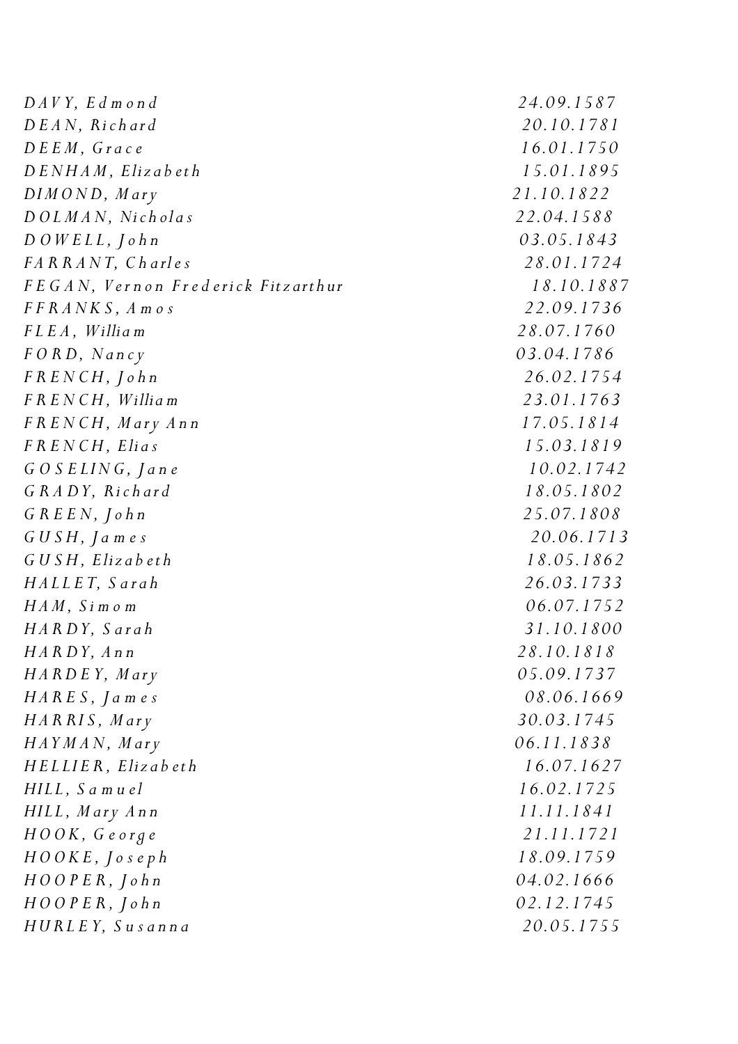| | |
|---|---|
| *DAVY, Edmond* | *24.09.1587* |
| *DEAN, Richard* | *20.10.1781* |
| *DEEM, Grace* | *16.01.1750* |
| *DENHAM, Elizabeth* | *15.01.1895* |
| *DIMOND, Mary* | *21.10.1822* |
| *DOLMAN, Nicholas* | *22.04.1588* |
| *DOWELL, John* | *03.05.1843* |
| *FARRANT, Charles* | *28.01.1724* |
| *FEGAN, Vernon Frederick Fitzarthur* | *18.10.1887* |
| *FFRANKS, Amos* | *22.09.1736* |
| *FLEA, William* | *28.07.1760* |
| *FORD, Nancy* | *03.04.1786* |
| *FRENCH, John* | *26.02.1754* |
| *FRENCH, William* | *23.01.1763* |
| *FRENCH, Mary Ann* | *17.05.1814* |
| *FRENCH, Elias* | *15.03.1819* |
| *GOSELING, Jane* | *10.02.1742* |
| *GRADY, Richard* | *18.05.1802* |
| *GREEN, John* | *25.07.1808* |
| *GUSH, James* | *20.06.1713* |
| *GUSH, Elizabeth* | *18.05.1862* |
| *HALLET, Sarah* | *26.03.1733* |
| *HAM, Simom* | *06.07.1752* |
| *HARDY, Sarah* | *31.10.1800* |
| *HARDY, Ann* | *28.10.1818* |
| *HARDEY, Mary* | *05.09.1737* |
| *HARES, James* | *08.06.1669* |
| *HARRIS, Mary* | *30.03.1745* |
| *HAYMAN, Mary* | *06.11.1838* |
| *HELLIER, Elizabeth* | *16.07.1627* |
| *HILL, Samuel* | *16.02.1725* |
| *HILL, Mary Ann* | *11.11.1841* |
| *HOOK, George* | *21.11.1721* |
| *HOOKE, Joseph* | *18.09.1759* |
| *HOOPER, John* | *04.02.1666* |
| *HOOPER, John* | *02.12.1745* |
| *HURLEY, Susanna* | *20.05.1755* |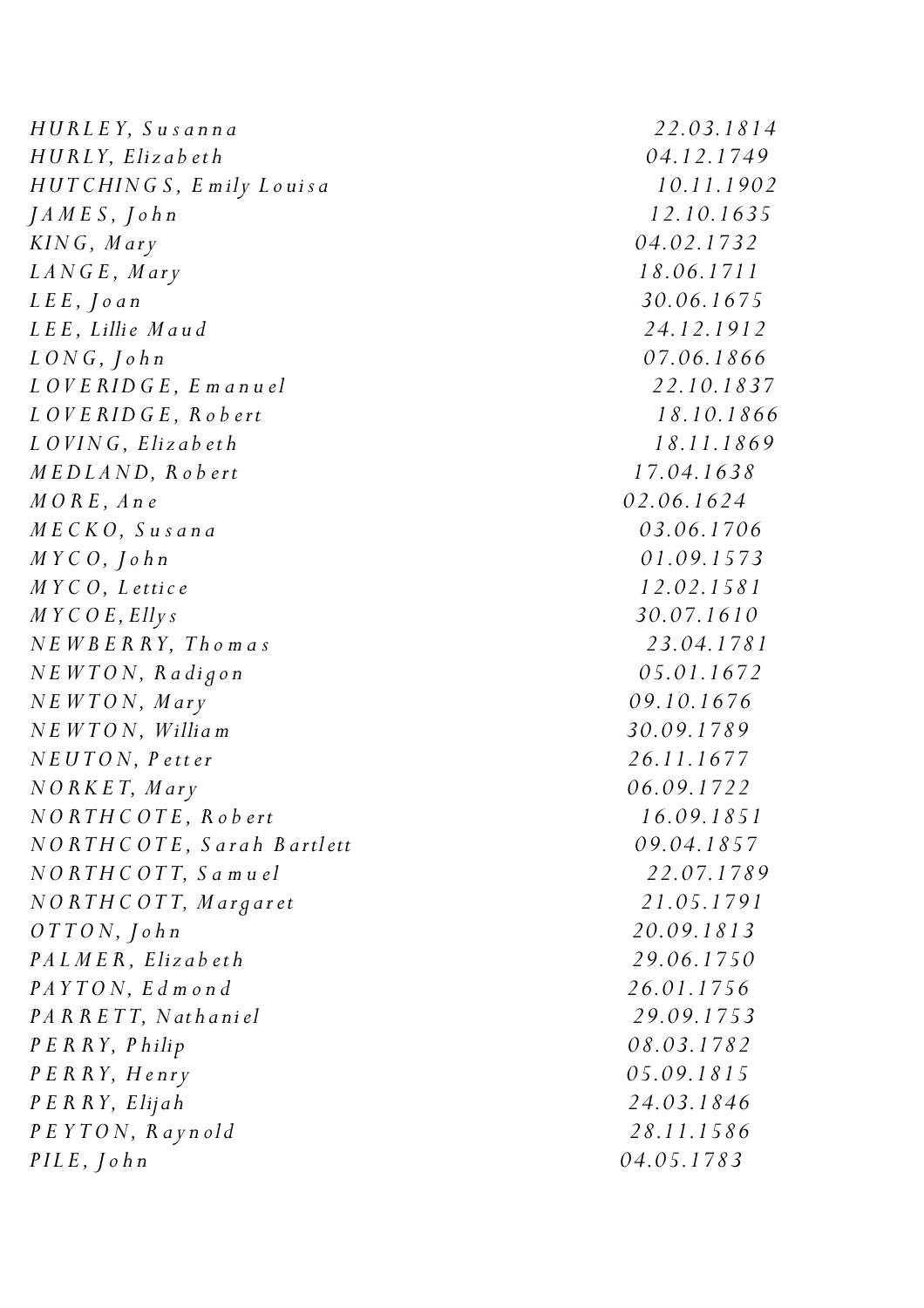| | |
|---|---|
| *HURLEY, Susanna* | *22.03.1814* |
| *HURLY, Elizabeth* | *04.12.1749* |
| *HUTCHINGS, Emily Louisa* | *10.11.1902* |
| *JAMES, John* | *12.10.1635* |
| *KING, Mary* | *04.02.1732* |
| *LANGE, Mary* | *18.06.1711* |
| *LEE, Joan* | *30.06.1675* |
| *LEE, Lillie Maud* | *24.12.1912* |
| *LONG, John* | *07.06.1866* |
| *LOVERIDGE, Emanuel* | *22.10.1837* |
| *LOVERIDGE, Robert* | *18.10.1866* |
| *LOVING, Elizabeth* | *18.11.1869* |
| *MEDLAND, Robert* | *17.04.1638* |
| *MORE, Ane* | *02.06.1624* |
| *MECKO, Susana* | *03.06.1706* |
| *MYCO, John* | *01.09.1573* |
| *MYCO, Lettice* | *12.02.1581* |
| *MYCOE, Ellys* | *30.07.1610* |
| *NEWBERRY, Thomas* | *23.04.1781* |
| *NEWTON, Radigon* | *05.01.1672* |
| *NEWTON, Mary* | *09.10.1676* |
| *NEWTON, William* | *30.09.1789* |
| *NEUTON, Petter* | *26.11.1677* |
| *NORKET, Mary* | *06.09.1722* |
| *NORTHCOTE, Robert* | *16.09.1851* |
| *NORTHCOTE, Sarah Bartlett* | *09.04.1857* |
| *NORTHCOTT, Samuel* | *22.07.1789* |
| *NORTHCOTT, Margaret* | *21.05.1791* |
| *OTTON, John* | *20.09.1813* |
| *PALMER, Elizabeth* | *29.06.1750* |
| *PAYTON, Edmond* | *26.01.1756* |
| *PARRETT, Nathaniel* | *29.09.1753* |
| *PERRY, Philip* | *08.03.1782* |
| *PERRY, Henry* | *05.09.1815* |
| *PERRY, Elijah* | *24.03.1846* |
| *PEYTON, Raynold* | *28.11.1586* |
| *PILE, John* | *04.05.1783* |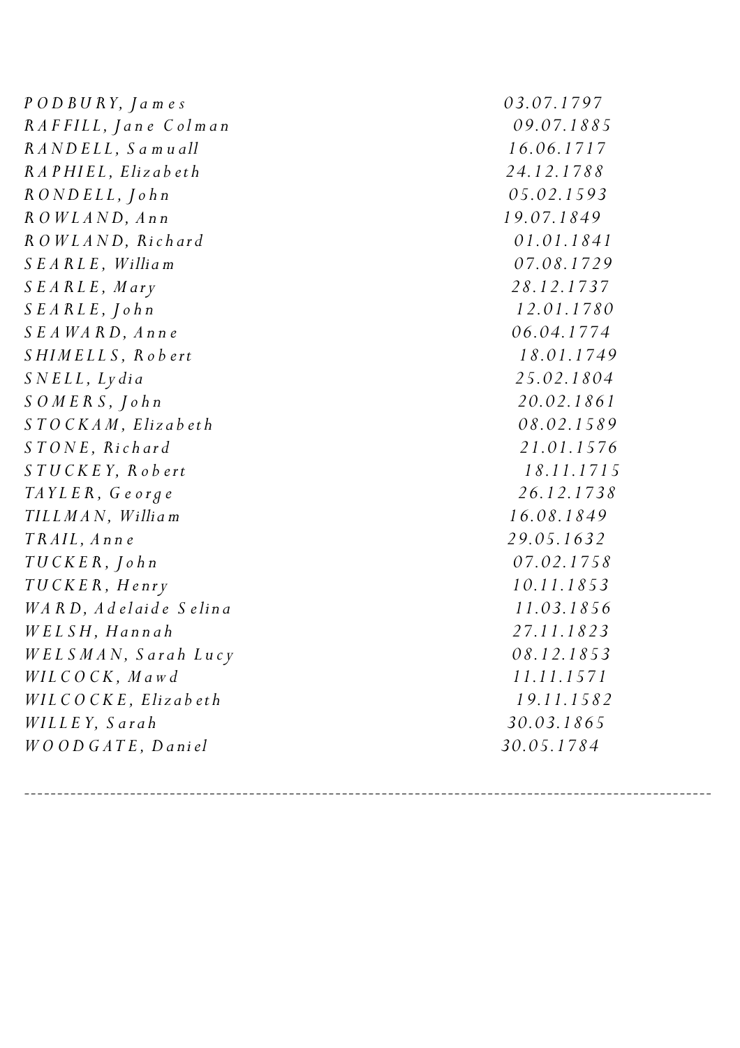| | |
|---|---|
| *PODBURY, James* | *03.07.1797* |
| *RAFFILL, Jane Colman* | *09.07.1885* |
| *RANDELL, Samuall* | *16.06.1717* |
| *RAPHIEL, Elizabeth* | *24.12.1788* |
| *RONDELL, John* | *05.02.1593* |
| *ROWLAND, Ann* | *19.07.1849* |
| *ROWLAND, Richard* | *01.01.1841* |
| *SEARLE, William* | *07.08.1729* |
| *SEARLE, Mary* | *28.12.1737* |
| *SEARLE, John* | *12.01.1780* |
| *SEAWARD, Anne* | *06.04.1774* |
| *SHIMELLS, Robert* | *18.01.1749* |
| *SNELL, Lydia* | *25.02.1804* |
| *SOMERS, John* | *20.02.1861* |
| *STOCKAM, Elizabeth* | *08.02.1589* |
| *STONE, Richard* | *21.01.1576* |
| *STUCKEY, Robert* | *18.11.1715* |
| *TAYLER, George* | *26.12.1738* |
| *TILLMAN, William* | *16.08.1849* |
| *TRAIL, Anne* | *29.05.1632* |
| *TUCKER, John* | *07.02.1758* |
| *TUCKER, Henry* | *10.11.1853* |
| *WARD, Adelaide Selina* | *11.03.1856* |
| *WELSH, Hannah* | *27.11.1823* |
| *WELSMAN, Sarah Lucy* | *08.12.1853* |
| *WILCOCK, Mawd* | *11.11.1571* |
| *WILCOCKE, Elizabeth* | *19.11.1582* |
| *WILLEY, Sarah* | *30.03.1865* |
| *WOODGATE, Daniel* | *30.05.1784* |

---